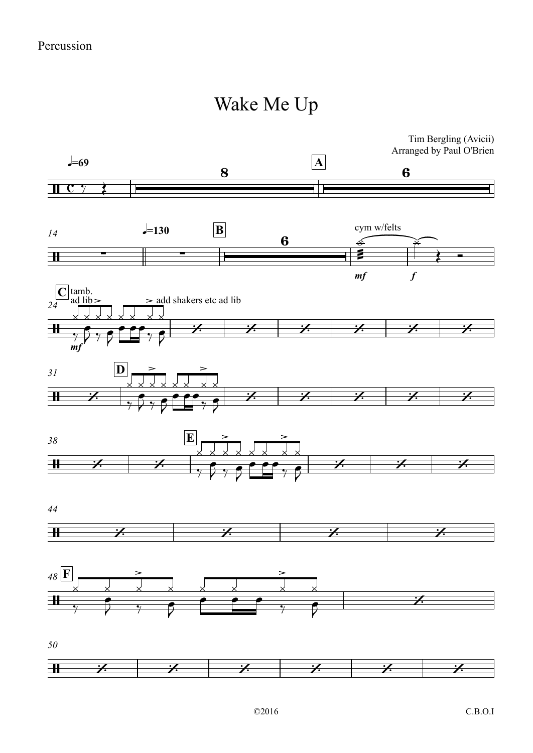Percussion

# Wake Me Up

Tim Bergling (Avicii)
Arranged by Paul O'Brien

©2016

C.B.O.I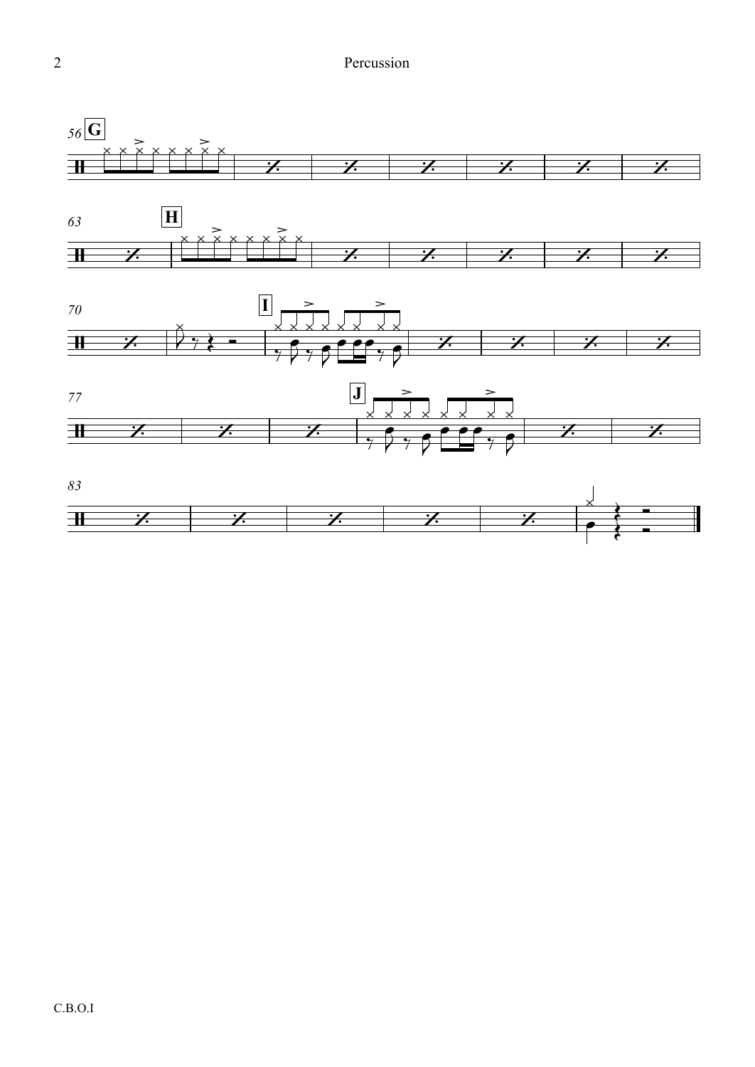56 G

63 H

70 I

77 J

83